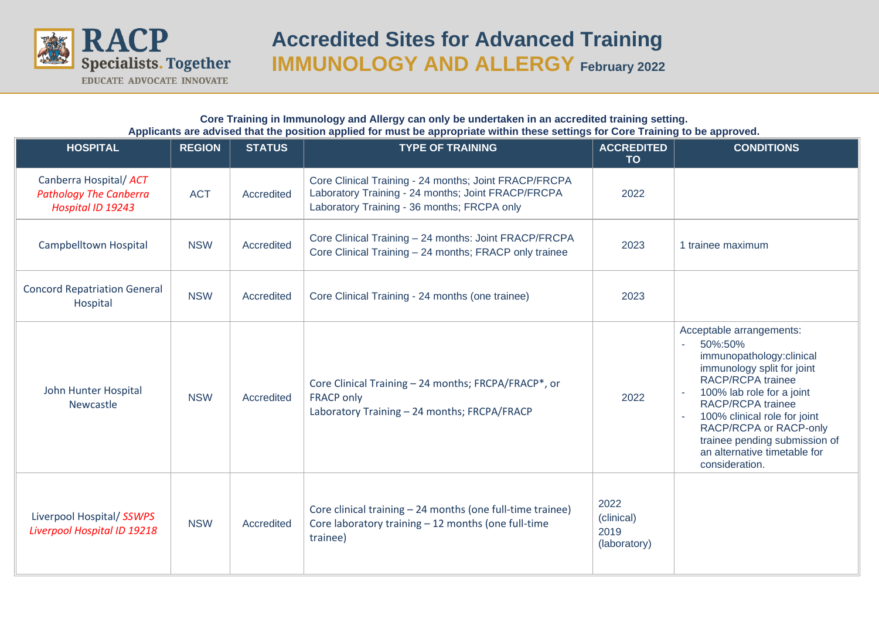RACP Specialists. Together

EDUCATE ADVOCATE INNOVATE

# Accredited Sites for Advanced Training

## IMMUNOLOGY AND ALLERGY February 2022

**Core Training in Immunology and Allergy can only be undertaken in an accredited training setting.**
**Applicants are advised that the position applied for must be appropriate within these settings for Core Training to be approved.**

| HOSPITAL | REGION | STATUS | TYPE OF TRAINING | ACCREDITED TO | CONDITIONS |
|---|---|---|---|---|---|
| Canberra Hospital/ *ACT Pathology The Canberra Hospital ID 19243* | ACT | Accredited | Core Clinical Training - 24 months; Joint FRACP/FRCPA<br>Laboratory Training - 24 months; Joint FRACP/FRCPA<br>Laboratory Training - 36 months; FRCPA only | 2022 | |
| Campbelltown Hospital | NSW | Accredited | Core Clinical Training – 24 months: Joint FRACP/FRCPA<br>Core Clinical Training – 24 months; FRACP only trainee | 2023 | 1 trainee maximum |
| Concord Repatriation General Hospital | NSW | Accredited | Core Clinical Training - 24 months (one trainee) | 2023 | |
| John Hunter Hospital Newcastle | NSW | Accredited | Core Clinical Training – 24 months; FRCPA/FRACP*, or FRACP only<br>Laboratory Training – 24 months; FRCPA/FRACP | 2022 | Acceptable arrangements:<br>- 50%:50% immunopathology:clinical immunology split for joint RACP/RCPA trainee<br>- 100% lab role for a joint RACP/RCPA trainee<br>- 100% clinical role for joint RACP/RCPA or RACP-only trainee pending submission of an alternative timetable for consideration. |
| Liverpool Hospital/ *SSWPS Liverpool Hospital ID 19218* | NSW | Accredited | Core clinical training – 24 months (one full-time trainee)<br>Core laboratory training – 12 months (one full-time trainee) | 2022 (clinical)<br>2019 (laboratory) | |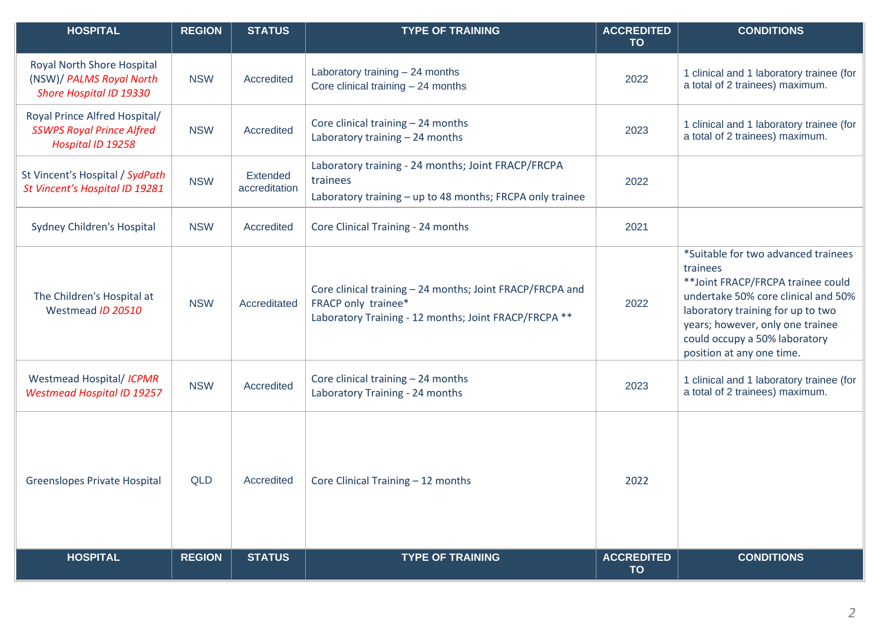| HOSPITAL | REGION | STATUS | TYPE OF TRAINING | ACCREDITED TO | CONDITIONS |
|---|---|---|---|---|---|
| Royal North Shore Hospital (NSW)/ *PALMS Royal North Shore Hospital ID 19330* | NSW | Accredited | Laboratory training – 24 months<br>Core clinical training – 24 months | 2022 | 1 clinical and 1 laboratory trainee (for a total of 2 trainees) maximum. |
| Royal Prince Alfred Hospital/ *SSWPS Royal Prince Alfred Hospital ID 19258* | NSW | Accredited | Core clinical training – 24 months<br>Laboratory training – 24 months | 2023 | 1 clinical and 1 laboratory trainee (for a total of 2 trainees) maximum. |
| St Vincent's Hospital / *SydPath St Vincent's Hospital ID 19281* | NSW | Extended accreditation | Laboratory training - 24 months; Joint FRACP/FRCPA trainees<br>Laboratory training – up to 48 months; FRCPA only trainee | 2022 | |
| Sydney Children's Hospital | NSW | Accredited | Core Clinical Training - 24 months | 2021 | |
| The Children's Hospital at Westmead *ID 20510* | NSW | Accreditated | Core clinical training – 24 months; Joint FRACP/FRCPA and FRACP only trainee*<br>Laboratory Training - 12 months; Joint FRACP/FRCPA ** | 2022 | *Suitable for two advanced trainees trainees<br>**Joint FRACP/FRCPA trainee could undertake 50% core clinical and 50% laboratory training for up to two years; however, only one trainee could occupy a 50% laboratory position at any one time. |
| Westmead Hospital/ *ICPMR Westmead Hospital ID 19257* | NSW | Accredited | Core clinical training – 24 months<br>Laboratory Training - 24 months | 2023 | 1 clinical and 1 laboratory trainee (for a total of 2 trainees) maximum. |
| Greenslopes Private Hospital | QLD | Accredited | Core Clinical Training – 12 months | 2022 | |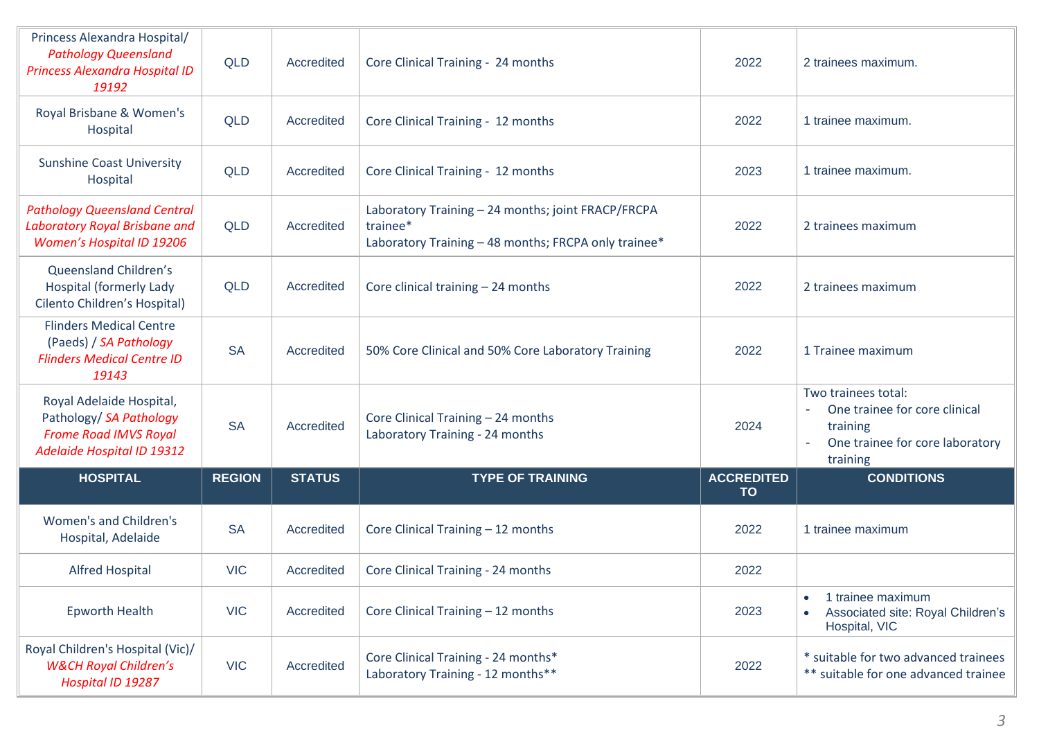| HOSPITAL | REGION | STATUS | TYPE OF TRAINING | ACCREDITED TO | CONDITIONS |
|---|---|---|---|---|---|
| Princess Alexandra Hospital/ *Pathology Queensland Princess Alexandra Hospital ID 19192* | QLD | Accredited | Core Clinical Training - 24 months | 2022 | 2 trainees maximum. |
| Royal Brisbane & Women's Hospital | QLD | Accredited | Core Clinical Training - 12 months | 2022 | 1 trainee maximum. |
| Sunshine Coast University Hospital | QLD | Accredited | Core Clinical Training - 12 months | 2023 | 1 trainee maximum. |
| *Pathology Queensland Central Laboratory Royal Brisbane and Women's Hospital ID 19206* | QLD | Accredited | Laboratory Training – 24 months; joint FRACP/FRCPA trainee*<br>Laboratory Training – 48 months; FRCPA only trainee* | 2022 | 2 trainees maximum |
| Queensland Children's Hospital (formerly Lady Cilento Children's Hospital) | QLD | Accredited | Core clinical training – 24 months | 2022 | 2 trainees maximum |
| Flinders Medical Centre (Paeds) / *SA Pathology Flinders Medical Centre ID 19143* | SA | Accredited | 50% Core Clinical and 50% Core Laboratory Training | 2022 | 1 Trainee maximum |
| Royal Adelaide Hospital, Pathology/ *SA Pathology Frome Road IMVS Royal Adelaide Hospital ID 19312* | SA | Accredited | Core Clinical Training – 24 months<br>Laboratory Training - 24 months | 2024 | Two trainees total:<br>- One trainee for core clinical training<br>- One trainee for core laboratory training |
| Women's and Children's Hospital, Adelaide | SA | Accredited | Core Clinical Training – 12 months | 2022 | 1 trainee maximum |
| Alfred Hospital | VIC | Accredited | Core Clinical Training - 24 months | 2022 | |
| Epworth Health | VIC | Accredited | Core Clinical Training – 12 months | 2023 | • 1 trainee maximum<br>• Associated site: Royal Children's Hospital, VIC |
| Royal Children's Hospital (Vic)/ *W&CH Royal Children's Hospital ID 19287* | VIC | Accredited | Core Clinical Training - 24 months*<br>Laboratory Training - 12 months** | 2022 | * suitable for two advanced trainees<br>** suitable for one advanced trainee |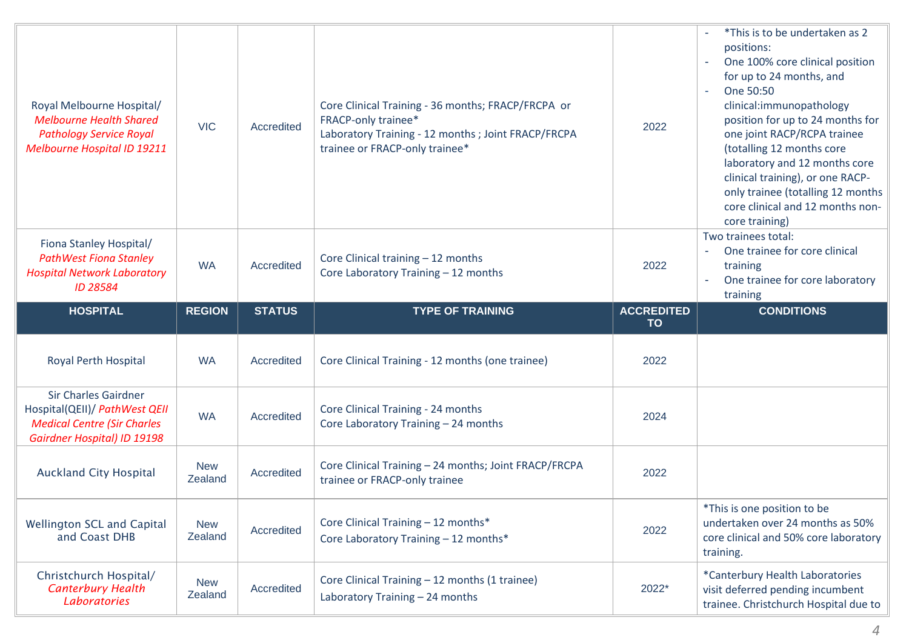| HOSPITAL | REGION | STATUS | TYPE OF TRAINING | ACCREDITED TO | CONDITIONS |
|---|---|---|---|---|---|
| Royal Melbourne Hospital/ *Melbourne Health Shared Pathology Service Royal Melbourne Hospital ID 19211* | VIC | Accredited | Core Clinical Training - 36 months; FRACP/FRCPA or FRACP-only trainee*<br>Laboratory Training - 12 months ; Joint FRACP/FRCPA trainee or FRACP-only trainee* | 2022 | - *This is to be undertaken as 2 positions:<br>- One 100% core clinical position for up to 24 months, and<br>- One 50:50 clinical:immunopathology position for up to 24 months for one joint RACP/RCPA trainee (totalling 12 months core laboratory and 12 months core clinical training), or one RACP-only trainee (totalling 12 months core clinical and 12 months non-core training) |
| Fiona Stanley Hospital/ *PathWest Fiona Stanley Hospital Network Laboratory ID 28584* | WA | Accredited | Core Clinical training – 12 months<br>Core Laboratory Training – 12 months | 2022 | Two trainees total:<br>- One trainee for core clinical training<br>- One trainee for core laboratory training |
| Royal Perth Hospital | WA | Accredited | Core Clinical Training - 12 months (one trainee) | 2022 | |
| Sir Charles Gairdner Hospital(QEII)/ *PathWest QEII Medical Centre (Sir Charles Gairdner Hospital) ID 19198* | WA | Accredited | Core Clinical Training - 24 months<br>Core Laboratory Training – 24 months | 2024 | |
| Auckland City Hospital | New Zealand | Accredited | Core Clinical Training – 24 months; Joint FRACP/FRCPA trainee or FRACP-only trainee | 2022 | |
| Wellington SCL and Capital and Coast DHB | New Zealand | Accredited | Core Clinical Training – 12 months*<br>Core Laboratory Training – 12 months* | 2022 | *This is one position to be undertaken over 24 months as 50% core clinical and 50% core laboratory training. |
| Christchurch Hospital/ *Canterbury Health Laboratories* | New Zealand | Accredited | Core Clinical Training – 12 months (1 trainee)<br>Laboratory Training – 24 months | 2022* | *Canterbury Health Laboratories visit deferred pending incumbent trainee. Christchurch Hospital due to |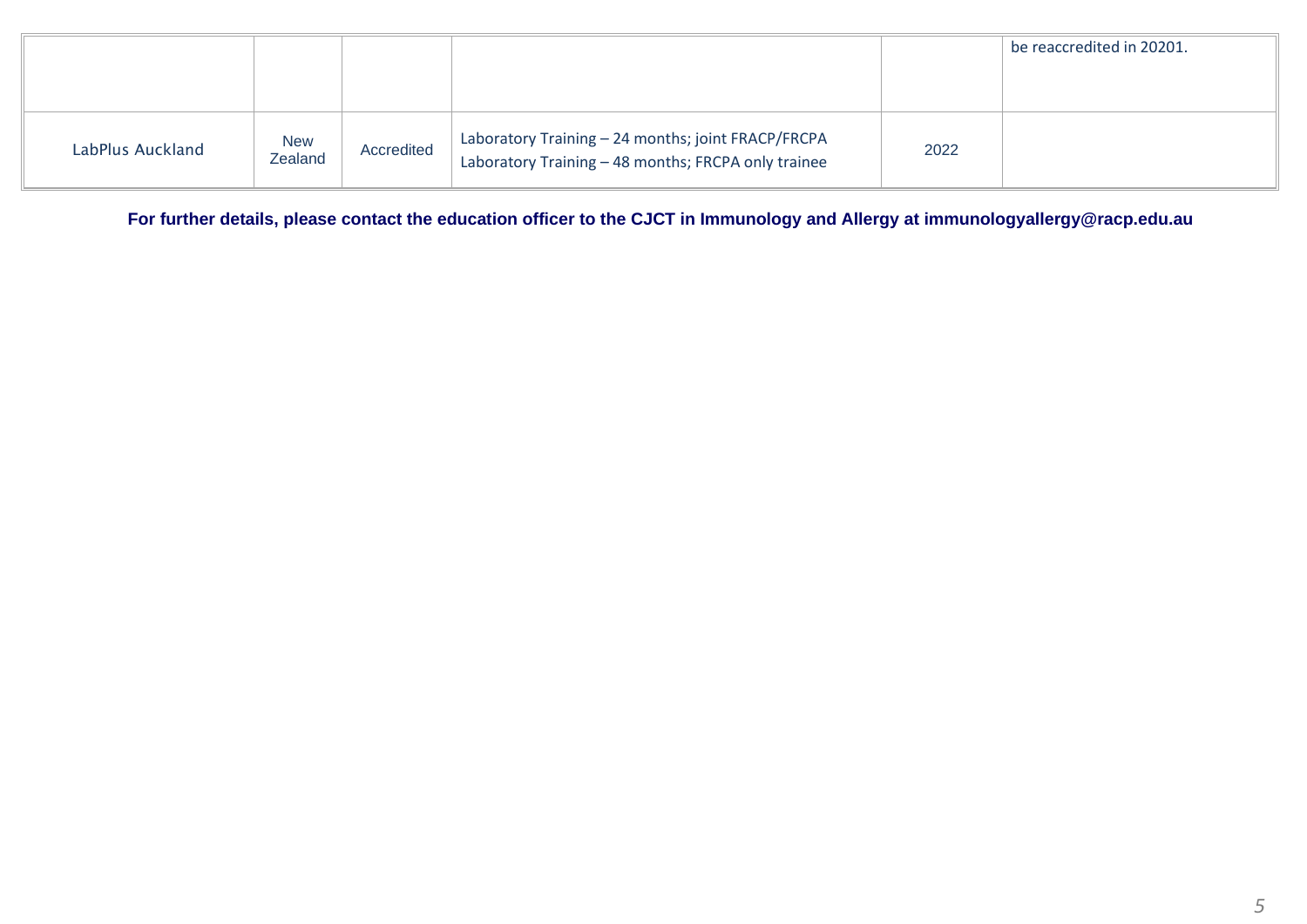| | | | | | |
|---|---|---|---|---|---|
| | | | | | be reaccredited in 20201. |
| LabPlus Auckland | New Zealand | Accredited | Laboratory Training – 24 months; joint FRACP/FRCPA<br>Laboratory Training – 48 months; FRCPA only trainee | 2022 | |

**For further details, please contact the education officer to the CJCT in Immunology and Allergy at immunologyallergy@racp.edu.au**